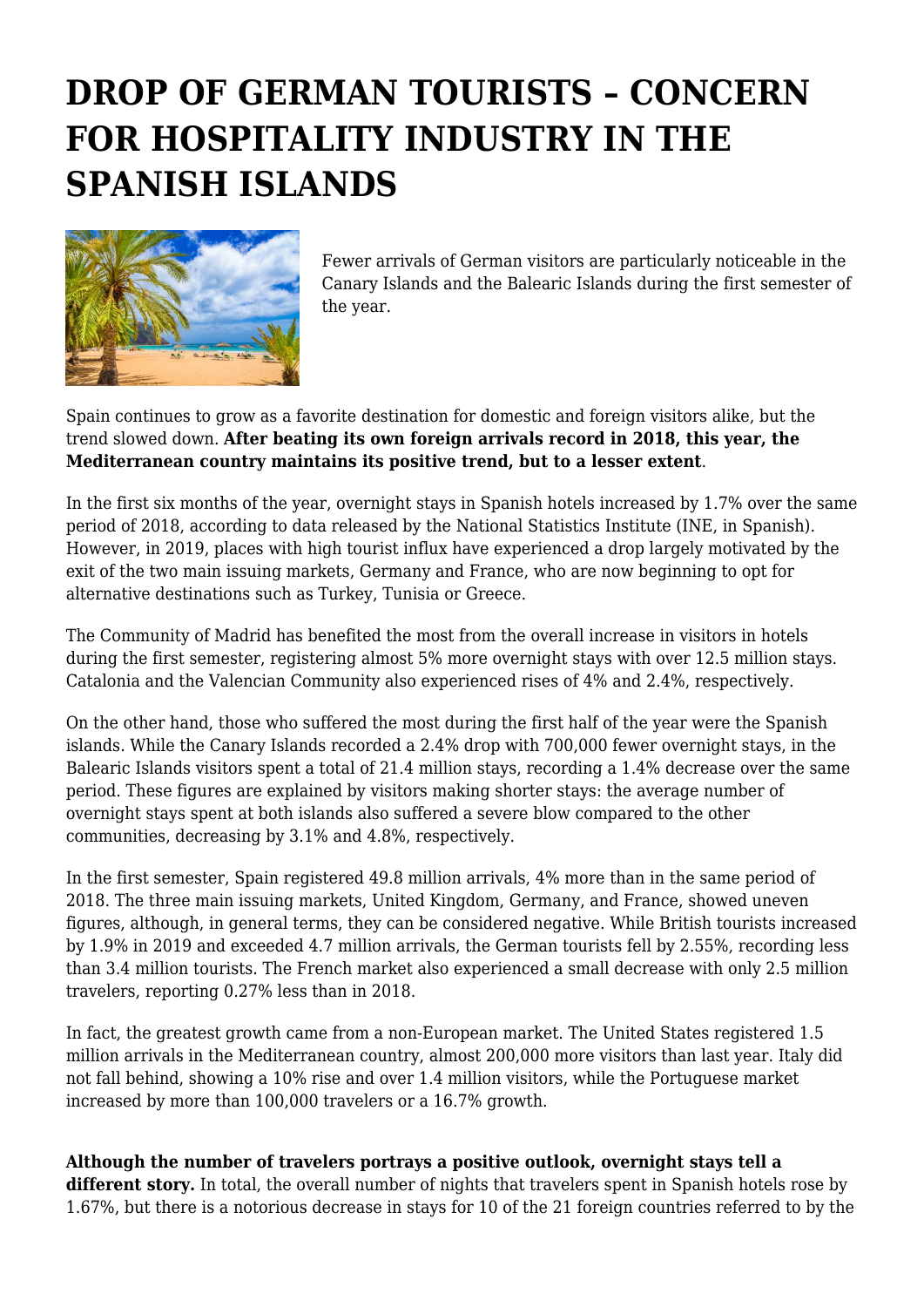# DROP OF GERMAN TOURISTS – CONCERN FOR HOSPITALITY INDUSTRY IN THE SPANISH ISLANDS

Fewer arrivals of German visitors are particularly noticeable in the Canary Islands and the Balearic Islands during the first semester of the year.

Spain continues to grow as a favorite destination for domestic and foreign visitors alike, but the trend slowed down. **After beating its own foreign arrivals record in 2018, this year, the Mediterranean country maintains its positive trend, but to a lesser extent**.

In the first six months of the year, overnight stays in Spanish hotels increased by 1.7% over the same period of 2018, according to data released by the National Statistics Institute (INE, in Spanish). However, in 2019, places with high tourist influx have experienced a drop largely motivated by the exit of the two main issuing markets, Germany and France, who are now beginning to opt for alternative destinations such as Turkey, Tunisia or Greece.

The Community of Madrid has benefited the most from the overall increase in visitors in hotels during the first semester, registering almost 5% more overnight stays with over 12.5 million stays. Catalonia and the Valencian Community also experienced rises of 4% and 2.4%, respectively.

On the other hand, those who suffered the most during the first half of the year were the Spanish islands. While the Canary Islands recorded a 2.4% drop with 700,000 fewer overnight stays, in the Balearic Islands visitors spent a total of 21.4 million stays, recording a 1.4% decrease over the same period. These figures are explained by visitors making shorter stays: the average number of overnight stays spent at both islands also suffered a severe blow compared to the other communities, decreasing by 3.1% and 4.8%, respectively.

In the first semester, Spain registered 49.8 million arrivals, 4% more than in the same period of 2018. The three main issuing markets, United Kingdom, Germany, and France, showed uneven figures, although, in general terms, they can be considered negative. While British tourists increased by 1.9% in 2019 and exceeded 4.7 million arrivals, the German tourists fell by 2.55%, recording less than 3.4 million tourists. The French market also experienced a small decrease with only 2.5 million travelers, reporting 0.27% less than in 2018.

In fact, the greatest growth came from a non-European market. The United States registered 1.5 million arrivals in the Mediterranean country, almost 200,000 more visitors than last year. Italy did not fall behind, showing a 10% rise and over 1.4 million visitors, while the Portuguese market increased by more than 100,000 travelers or a 16.7% growth.

**Although the number of travelers portrays a positive outlook, overnight stays tell a different story.** In total, the overall number of nights that travelers spent in Spanish hotels rose by 1.67%, but there is a notorious decrease in stays for 10 of the 21 foreign countries referred to by the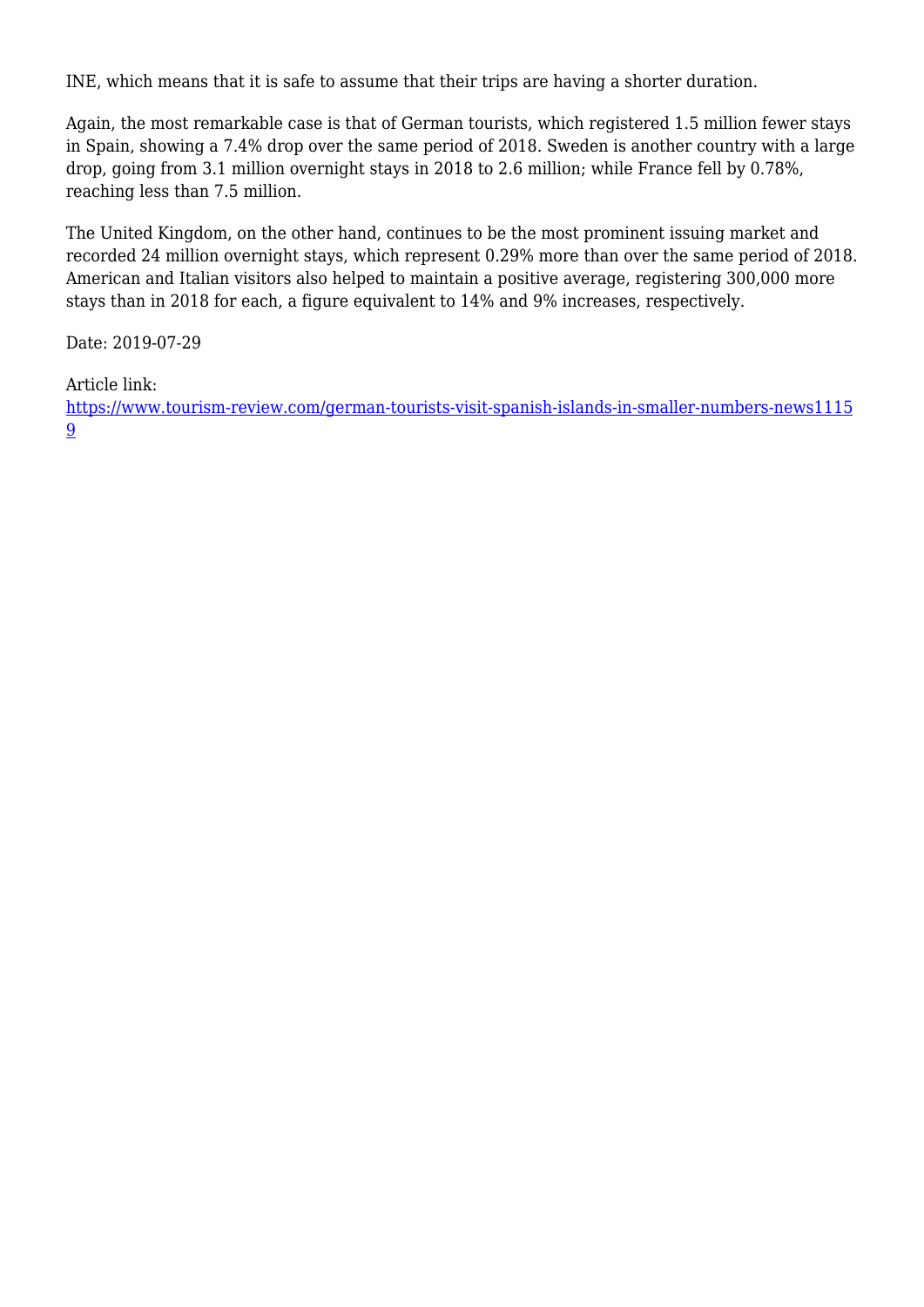INE, which means that it is safe to assume that their trips are having a shorter duration.

Again, the most remarkable case is that of German tourists, which registered 1.5 million fewer stays in Spain, showing a 7.4% drop over the same period of 2018. Sweden is another country with a large drop, going from 3.1 million overnight stays in 2018 to 2.6 million; while France fell by 0.78%, reaching less than 7.5 million.

The United Kingdom, on the other hand, continues to be the most prominent issuing market and recorded 24 million overnight stays, which represent 0.29% more than over the same period of 2018. American and Italian visitors also helped to maintain a positive average, registering 300,000 more stays than in 2018 for each, a figure equivalent to 14% and 9% increases, respectively.

Date: 2019-07-29

Article link:
[https://www.tourism-review.com/german-tourists-visit-spanish-islands-in-smaller-numbers-news11159](https://www.tourism-review.com/german-tourists-visit-spanish-islands-in-smaller-numbers-news11159)